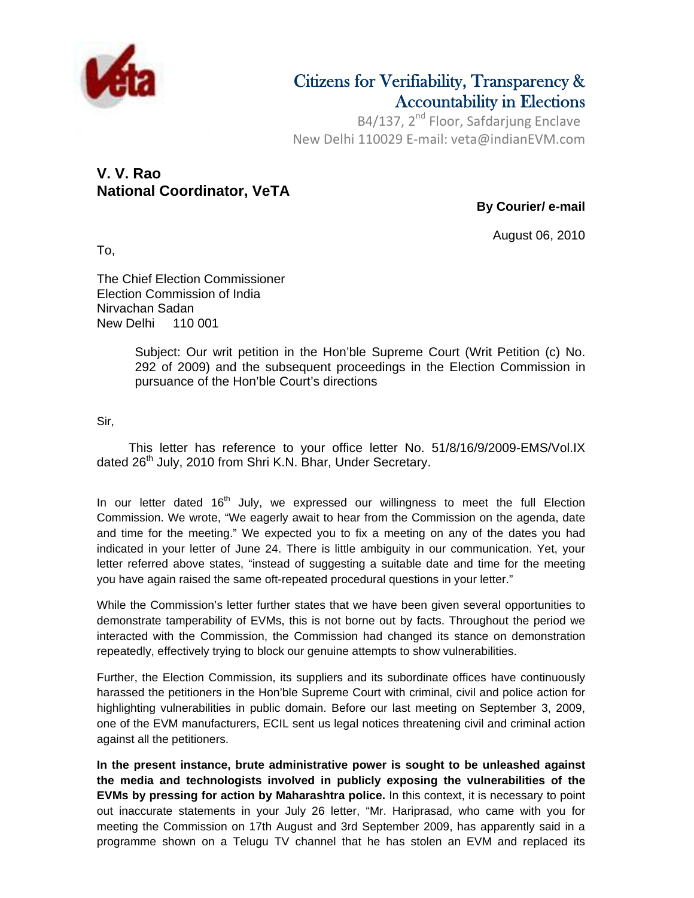# Citizens for Verifiability, Transparency & Accountability in Elections

B4/137, 2nd Floor, Safdarjung Enclave
New Delhi 110029 E-mail: veta@indianEVM.com

**V. V. Rao**
**National Coordinator, VeTA**

**By Courier/ e-mail**

August 06, 2010

To,

The Chief Election Commissioner
Election Commission of India
Nirvachan Sadan
New Delhi 110 001

Subject: Our writ petition in the Hon'ble Supreme Court (Writ Petition (c) No. 292 of 2009) and the subsequent proceedings in the Election Commission in pursuance of the Hon'ble Court's directions

Sir,

This letter has reference to your office letter No. 51/8/16/9/2009-EMS/Vol.IX dated 26th July, 2010 from Shri K.N. Bhar, Under Secretary.

In our letter dated 16th July, we expressed our willingness to meet the full Election Commission. We wrote, "We eagerly await to hear from the Commission on the agenda, date and time for the meeting." We expected you to fix a meeting on any of the dates you had indicated in your letter of June 24. There is little ambiguity in our communication. Yet, your letter referred above states, "instead of suggesting a suitable date and time for the meeting you have again raised the same oft-repeated procedural questions in your letter."

While the Commission's letter further states that we have been given several opportunities to demonstrate tamperability of EVMs, this is not borne out by facts. Throughout the period we interacted with the Commission, the Commission had changed its stance on demonstration repeatedly, effectively trying to block our genuine attempts to show vulnerabilities.

Further, the Election Commission, its suppliers and its subordinate offices have continuously harassed the petitioners in the Hon'ble Supreme Court with criminal, civil and police action for highlighting vulnerabilities in public domain. Before our last meeting on September 3, 2009, one of the EVM manufacturers, ECIL sent us legal notices threatening civil and criminal action against all the petitioners.

**In the present instance, brute administrative power is sought to be unleashed against the media and technologists involved in publicly exposing the vulnerabilities of the EVMs by pressing for action by Maharashtra police.** In this context, it is necessary to point out inaccurate statements in your July 26 letter, "Mr. Hariprasad, who came with you for meeting the Commission on 17th August and 3rd September 2009, has apparently said in a programme shown on a Telugu TV channel that he has stolen an EVM and replaced its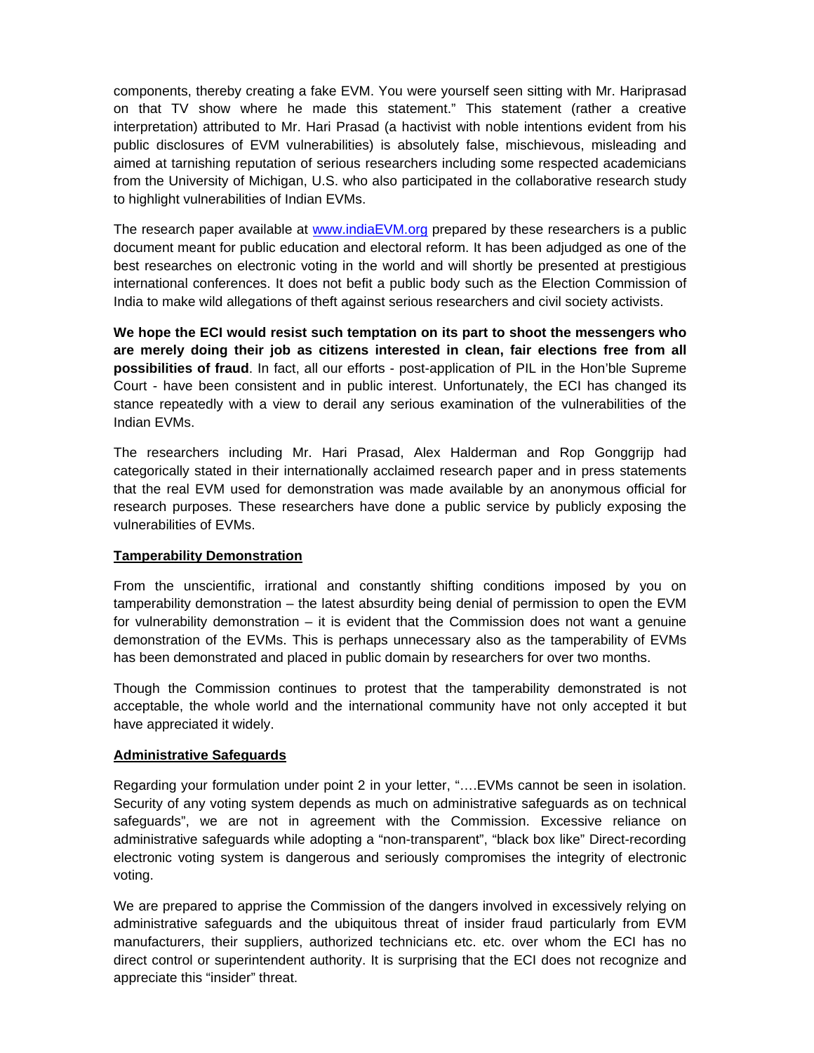components, thereby creating a fake EVM. You were yourself seen sitting with Mr. Hariprasad on that TV show where he made this statement." This statement (rather a creative interpretation) attributed to Mr. Hari Prasad (a hactivist with noble intentions evident from his public disclosures of EVM vulnerabilities) is absolutely false, mischievous, misleading and aimed at tarnishing reputation of serious researchers including some respected academicians from the University of Michigan, U.S. who also participated in the collaborative research study to highlight vulnerabilities of Indian EVMs.

The research paper available at [www.indiaEVM.org](http://www.indiaEVM.org) prepared by these researchers is a public document meant for public education and electoral reform. It has been adjudged as one of the best researches on electronic voting in the world and will shortly be presented at prestigious international conferences. It does not befit a public body such as the Election Commission of India to make wild allegations of theft against serious researchers and civil society activists.

**We hope the ECI would resist such temptation on its part to shoot the messengers who are merely doing their job as citizens interested in clean, fair elections free from all possibilities of fraud**. In fact, all our efforts - post-application of PIL in the Hon'ble Supreme Court - have been consistent and in public interest. Unfortunately, the ECI has changed its stance repeatedly with a view to derail any serious examination of the vulnerabilities of the Indian EVMs.

The researchers including Mr. Hari Prasad, Alex Halderman and Rop Gonggrijp had categorically stated in their internationally acclaimed research paper and in press statements that the real EVM used for demonstration was made available by an anonymous official for research purposes. These researchers have done a public service by publicly exposing the vulnerabilities of EVMs.

**<u>Tamperability Demonstration</u>**

From the unscientific, irrational and constantly shifting conditions imposed by you on tamperability demonstration – the latest absurdity being denial of permission to open the EVM for vulnerability demonstration – it is evident that the Commission does not want a genuine demonstration of the EVMs. This is perhaps unnecessary also as the tamperability of EVMs has been demonstrated and placed in public domain by researchers for over two months.

Though the Commission continues to protest that the tamperability demonstrated is not acceptable, the whole world and the international community have not only accepted it but have appreciated it widely.

**<u>Administrative Safeguards</u>**

Regarding your formulation under point 2 in your letter, "….EVMs cannot be seen in isolation. Security of any voting system depends as much on administrative safeguards as on technical safeguards", we are not in agreement with the Commission. Excessive reliance on administrative safeguards while adopting a "non-transparent", "black box like" Direct-recording electronic voting system is dangerous and seriously compromises the integrity of electronic voting.

We are prepared to apprise the Commission of the dangers involved in excessively relying on administrative safeguards and the ubiquitous threat of insider fraud particularly from EVM manufacturers, their suppliers, authorized technicians etc. etc. over whom the ECI has no direct control or superintendent authority. It is surprising that the ECI does not recognize and appreciate this "insider" threat.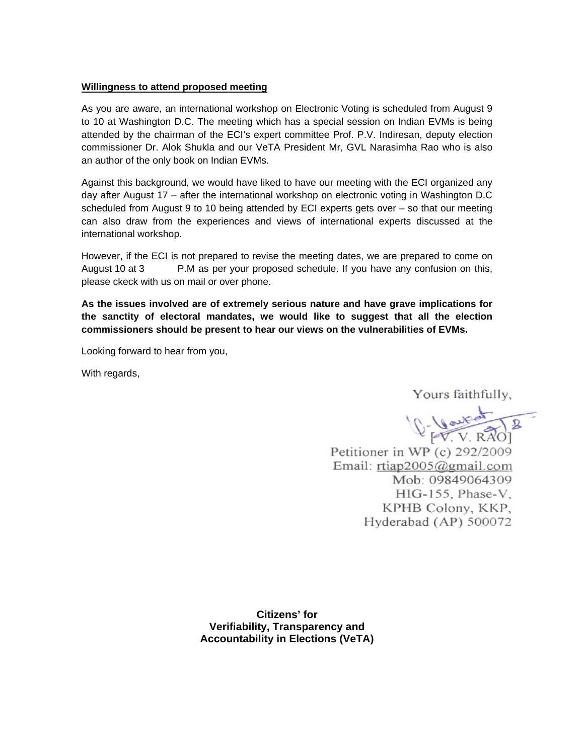**Willingness to attend proposed meeting**

As you are aware, an international workshop on Electronic Voting is scheduled from August 9 to 10 at Washington D.C. The meeting which has a special session on Indian EVMs is being attended by the chairman of the ECI's expert committee Prof. P.V. Indiresan, deputy election commissioner Dr. Alok Shukla and our VeTA President Mr, GVL Narasimha Rao who is also an author of the only book on Indian EVMs.

Against this background, we would have liked to have our meeting with the ECI organized any day after August 17 – after the international workshop on electronic voting in Washington D.C scheduled from August 9 to 10 being attended by ECI experts gets over – so that our meeting can also draw from the experiences and views of international experts discussed at the international workshop.

However, if the ECI is not prepared to revise the meeting dates, we are prepared to come on August 10 at 3 P.M as per your proposed schedule. If you have any confusion on this, please ckeck with us on mail or over phone.

**As the issues involved are of extremely serious nature and have grave implications for the sanctity of electoral mandates, we would like to suggest that all the election commissioners should be present to hear our views on the vulnerabilities of EVMs.**

Looking forward to hear from you,

With regards,

Yours faithfully,

[V. V. RAO]
Petitioner in WP (c) 292/2009
Email: rtiap2005@gmail.com
Mob: 09849064309
HIG-155, Phase-V,
KPHB Colony, KKP,
Hyderabad (AP) 500072

**Citizens' for
Verifiability, Transparency and
Accountability in Elections (VeTA)**